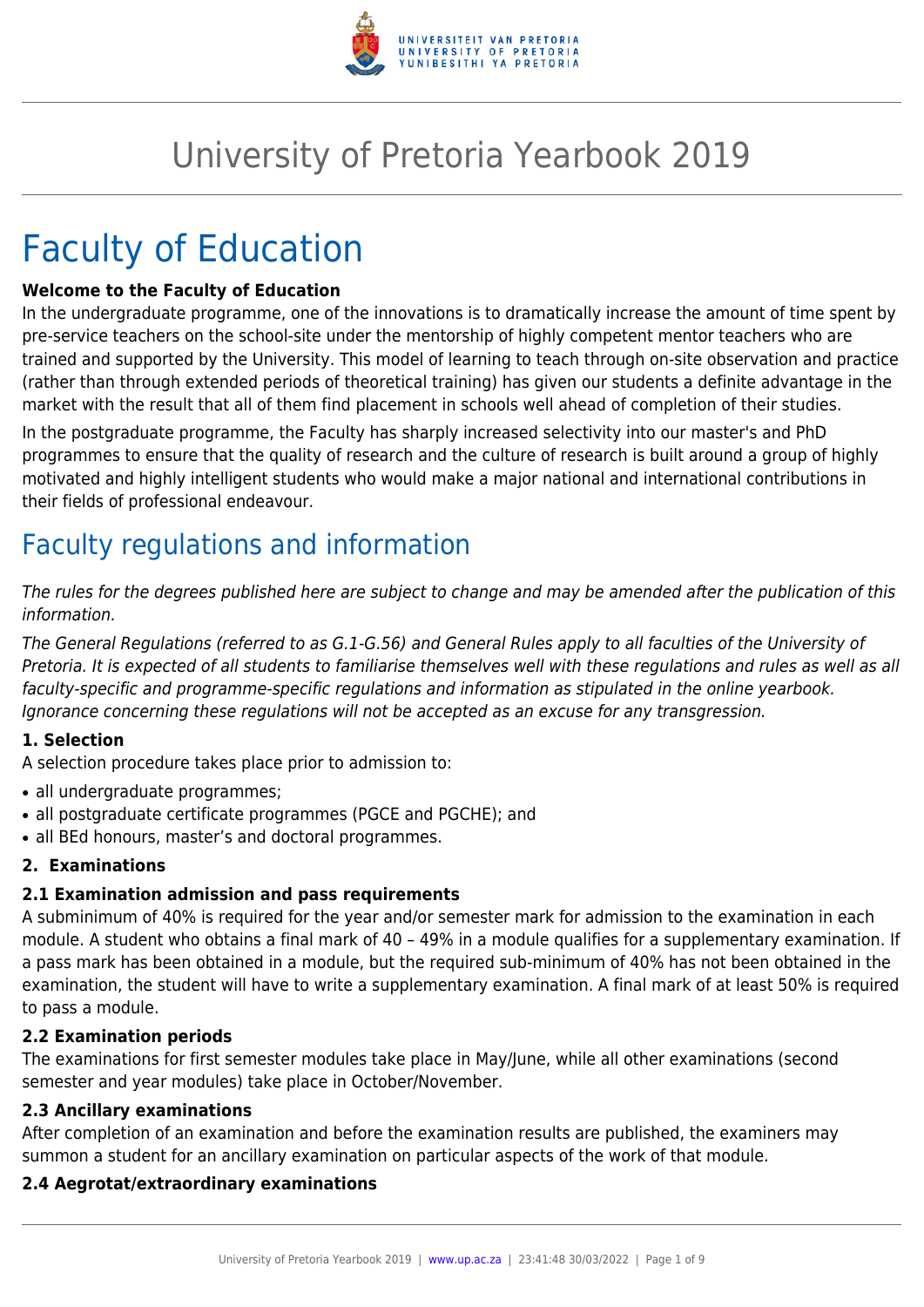# University of Pretoria Yearbook 2019

# Faculty of Education

**Welcome to the Faculty of Education**

In the undergraduate programme, one of the innovations is to dramatically increase the amount of time spent by pre-service teachers on the school-site under the mentorship of highly competent mentor teachers who are trained and supported by the University. This model of learning to teach through on-site observation and practice (rather than through extended periods of theoretical training) has given our students a definite advantage in the market with the result that all of them find placement in schools well ahead of completion of their studies.

In the postgraduate programme, the Faculty has sharply increased selectivity into our master's and PhD programmes to ensure that the quality of research and the culture of research is built around a group of highly motivated and highly intelligent students who would make a major national and international contributions in their fields of professional endeavour.

## Faculty regulations and information

*The rules for the degrees published here are subject to change and may be amended after the publication of this information.*

*The General Regulations (referred to as G.1-G.56) and General Rules apply to all faculties of the University of Pretoria. It is expected of all students to familiarise themselves well with these regulations and rules as well as all faculty-specific and programme-specific regulations and information as stipulated in the online yearbook. Ignorance concerning these regulations will not be accepted as an excuse for any transgression.*

### 1. Selection

A selection procedure takes place prior to admission to:

- all undergraduate programmes;
- all postgraduate certificate programmes (PGCE and PGCHE); and
- all BEd honours, master's and doctoral programmes.

### 2. Examinations

#### 2.1 Examination admission and pass requirements

A subminimum of 40% is required for the year and/or semester mark for admission to the examination in each module. A student who obtains a final mark of 40 – 49% in a module qualifies for a supplementary examination. If a pass mark has been obtained in a module, but the required sub-minimum of 40% has not been obtained in the examination, the student will have to write a supplementary examination. A final mark of at least 50% is required to pass a module.

#### 2.2 Examination periods

The examinations for first semester modules take place in May/June, while all other examinations (second semester and year modules) take place in October/November.

#### 2.3 Ancillary examinations

After completion of an examination and before the examination results are published, the examiners may summon a student for an ancillary examination on particular aspects of the work of that module.

#### 2.4 Aegrotat/extraordinary examinations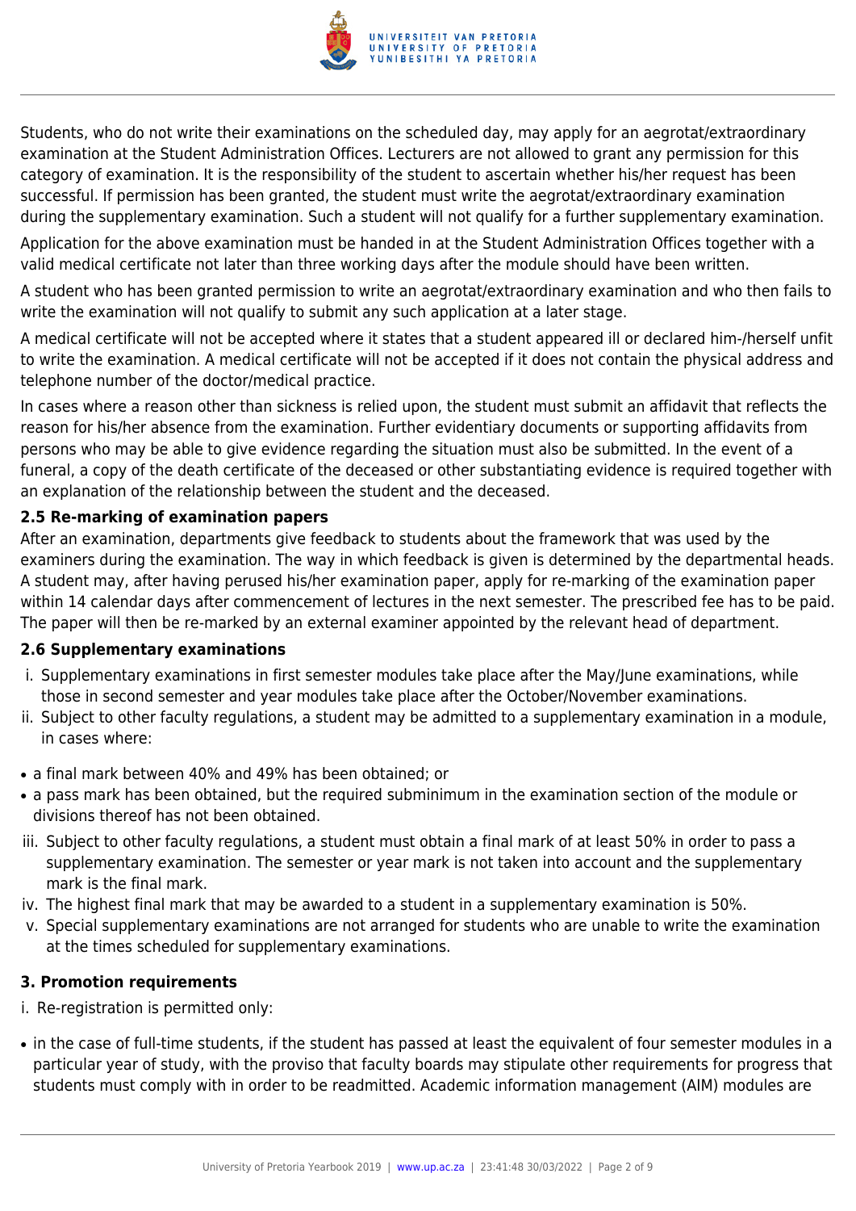Students, who do not write their examinations on the scheduled day, may apply for an aegrotat/extraordinary examination at the Student Administration Offices. Lecturers are not allowed to grant any permission for this category of examination. It is the responsibility of the student to ascertain whether his/her request has been successful. If permission has been granted, the student must write the aegrotat/extraordinary examination during the supplementary examination. Such a student will not qualify for a further supplementary examination.

Application for the above examination must be handed in at the Student Administration Offices together with a valid medical certificate not later than three working days after the module should have been written.

A student who has been granted permission to write an aegrotat/extraordinary examination and who then fails to write the examination will not qualify to submit any such application at a later stage.

A medical certificate will not be accepted where it states that a student appeared ill or declared him-/herself unfit to write the examination. A medical certificate will not be accepted if it does not contain the physical address and telephone number of the doctor/medical practice.

In cases where a reason other than sickness is relied upon, the student must submit an affidavit that reflects the reason for his/her absence from the examination. Further evidentiary documents or supporting affidavits from persons who may be able to give evidence regarding the situation must also be submitted. In the event of a funeral, a copy of the death certificate of the deceased or other substantiating evidence is required together with an explanation of the relationship between the student and the deceased.

### 2.5 Re-marking of examination papers

After an examination, departments give feedback to students about the framework that was used by the examiners during the examination. The way in which feedback is given is determined by the departmental heads. A student may, after having perused his/her examination paper, apply for re-marking of the examination paper within 14 calendar days after commencement of lectures in the next semester. The prescribed fee has to be paid. The paper will then be re-marked by an external examiner appointed by the relevant head of department.

### 2.6 Supplementary examinations

i. Supplementary examinations in first semester modules take place after the May/June examinations, while those in second semester and year modules take place after the October/November examinations.
ii. Subject to other faculty regulations, a student may be admitted to a supplementary examination in a module, in cases where:

- a final mark between 40% and 49% has been obtained; or
- a pass mark has been obtained, but the required subminimum in the examination section of the module or divisions thereof has not been obtained.

iii. Subject to other faculty regulations, a student must obtain a final mark of at least 50% in order to pass a supplementary examination. The semester or year mark is not taken into account and the supplementary mark is the final mark.
iv. The highest final mark that may be awarded to a student in a supplementary examination is 50%.
v. Special supplementary examinations are not arranged for students who are unable to write the examination at the times scheduled for supplementary examinations.

### 3. Promotion requirements

i. Re-registration is permitted only:

- in the case of full-time students, if the student has passed at least the equivalent of four semester modules in a particular year of study, with the proviso that faculty boards may stipulate other requirements for progress that students must comply with in order to be readmitted. Academic information management (AIM) modules are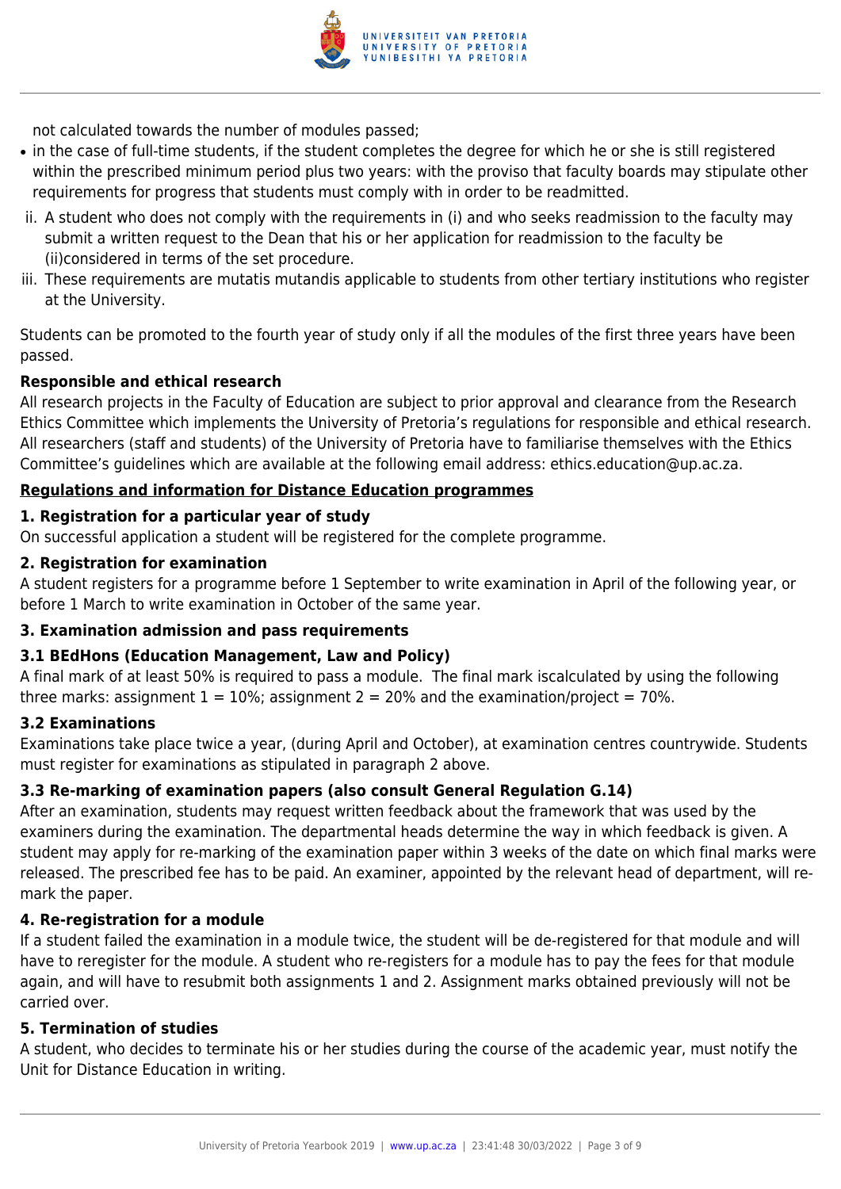not calculated towards the number of modules passed;

- in the case of full-time students, if the student completes the degree for which he or she is still registered within the prescribed minimum period plus two years: with the proviso that faculty boards may stipulate other requirements for progress that students must comply with in order to be readmitted.

ii. A student who does not comply with the requirements in (i) and who seeks readmission to the faculty may submit a written request to the Dean that his or her application for readmission to the faculty be (ii)considered in terms of the set procedure.

iii. These requirements are mutatis mutandis applicable to students from other tertiary institutions who register at the University.

Students can be promoted to the fourth year of study only if all the modules of the first three years have been passed.

**Responsible and ethical research**

All research projects in the Faculty of Education are subject to prior approval and clearance from the Research Ethics Committee which implements the University of Pretoria's regulations for responsible and ethical research. All researchers (staff and students) of the University of Pretoria have to familiarise themselves with the Ethics Committee's guidelines which are available at the following email address: ethics.education@up.ac.za.

**Regulations and information for Distance Education programmes**

**1. Registration for a particular year of study**

On successful application a student will be registered for the complete programme.

**2. Registration for examination**

A student registers for a programme before 1 September to write examination in April of the following year, or before 1 March to write examination in October of the same year.

**3. Examination admission and pass requirements**

**3.1 BEdHons (Education Management, Law and Policy)**

A final mark of at least 50% is required to pass a module. The final mark iscalculated by using the following three marks: assignment 1 = 10%; assignment 2 = 20% and the examination/project = 70%.

**3.2 Examinations**

Examinations take place twice a year, (during April and October), at examination centres countrywide. Students must register for examinations as stipulated in paragraph 2 above.

**3.3 Re-marking of examination papers (also consult General Regulation G.14)**

After an examination, students may request written feedback about the framework that was used by the examiners during the examination. The departmental heads determine the way in which feedback is given. A student may apply for re-marking of the examination paper within 3 weeks of the date on which final marks were released. The prescribed fee has to be paid. An examiner, appointed by the relevant head of department, will re-mark the paper.

**4. Re-registration for a module**

If a student failed the examination in a module twice, the student will be de-registered for that module and will have to reregister for the module. A student who re-registers for a module has to pay the fees for that module again, and will have to resubmit both assignments 1 and 2. Assignment marks obtained previously will not be carried over.

**5. Termination of studies**

A student, who decides to terminate his or her studies during the course of the academic year, must notify the Unit for Distance Education in writing.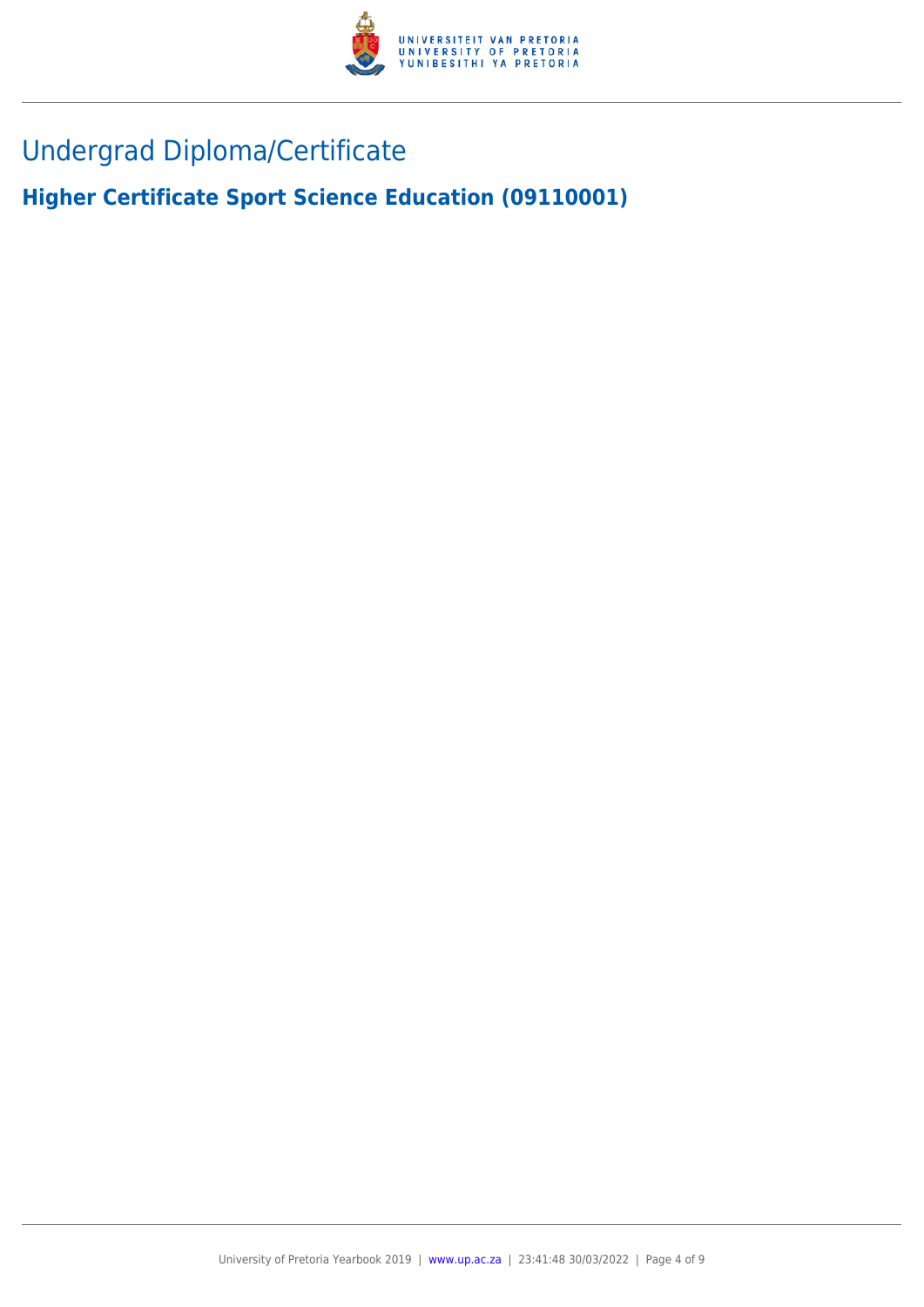# Undergrad Diploma/Certificate

## Higher Certificate Sport Science Education (09110001)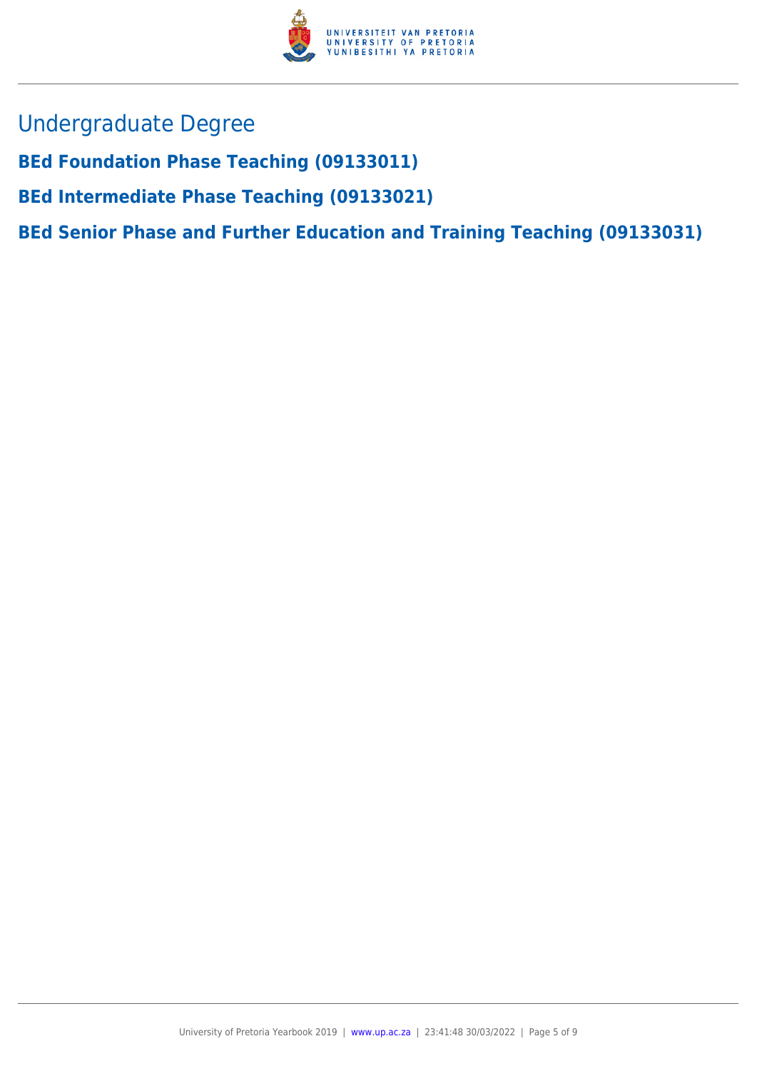# Undergraduate Degree

## BEd Foundation Phase Teaching (09133011)

## BEd Intermediate Phase Teaching (09133021)

## BEd Senior Phase and Further Education and Training Teaching (09133031)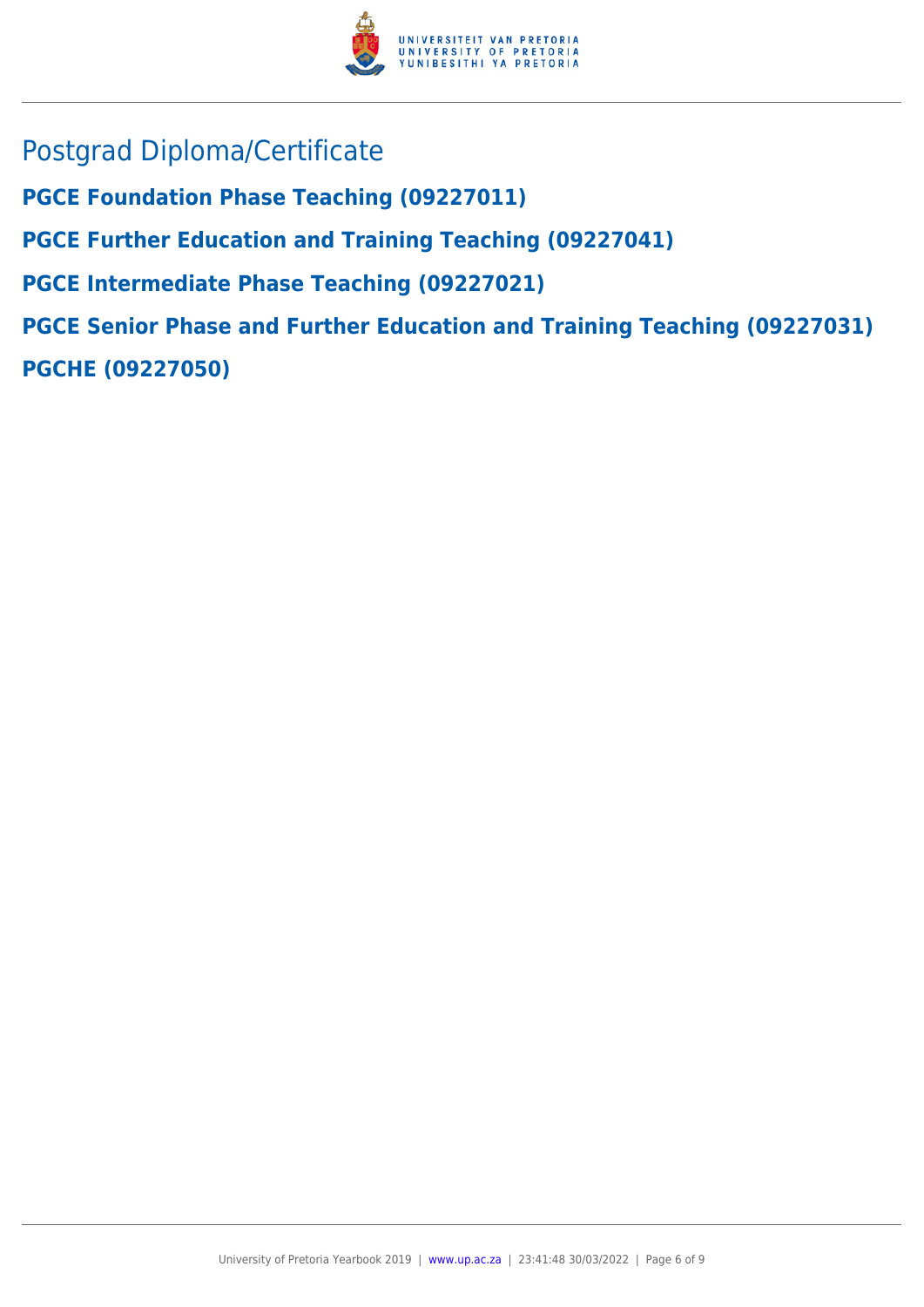## Postgrad Diploma/Certificate

**PGCE Foundation Phase Teaching (09227011)**

**PGCE Further Education and Training Teaching (09227041)**

**PGCE Intermediate Phase Teaching (09227021)**

**PGCE Senior Phase and Further Education and Training Teaching (09227031)**

**PGCHE (09227050)**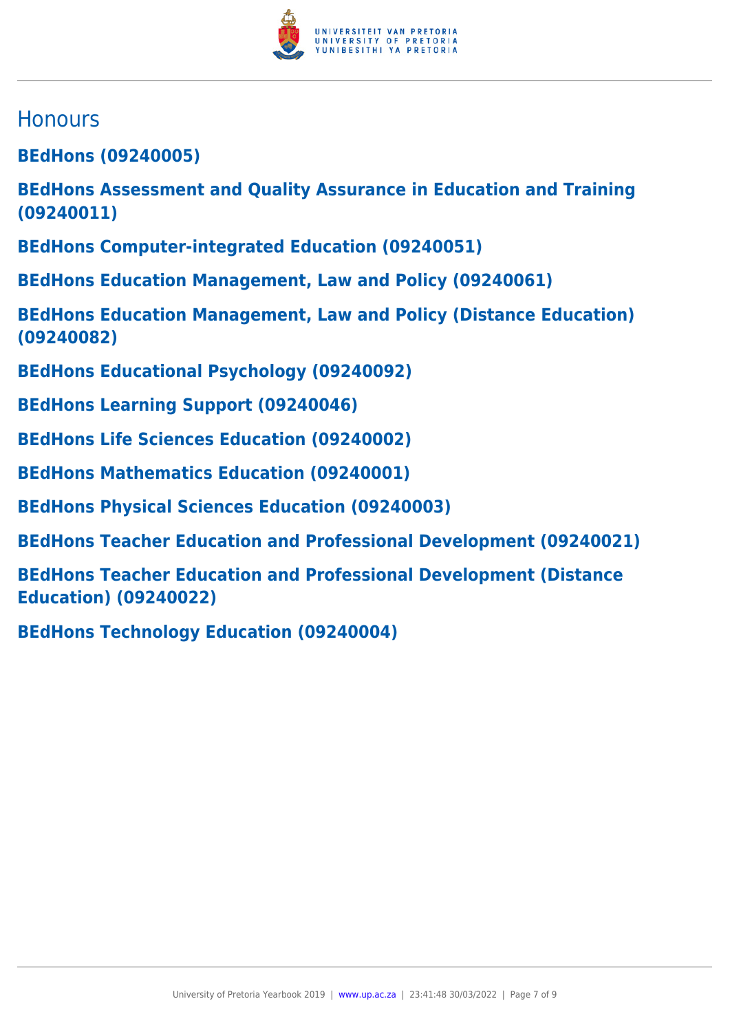## Honours

**BEdHons (09240005)**

**BEdHons Assessment and Quality Assurance in Education and Training (09240011)**

**BEdHons Computer-integrated Education (09240051)**

**BEdHons Education Management, Law and Policy (09240061)**

**BEdHons Education Management, Law and Policy (Distance Education) (09240082)**

**BEdHons Educational Psychology (09240092)**

**BEdHons Learning Support (09240046)**

**BEdHons Life Sciences Education (09240002)**

**BEdHons Mathematics Education (09240001)**

**BEdHons Physical Sciences Education (09240003)**

**BEdHons Teacher Education and Professional Development (09240021)**

**BEdHons Teacher Education and Professional Development (Distance Education) (09240022)**

**BEdHons Technology Education (09240004)**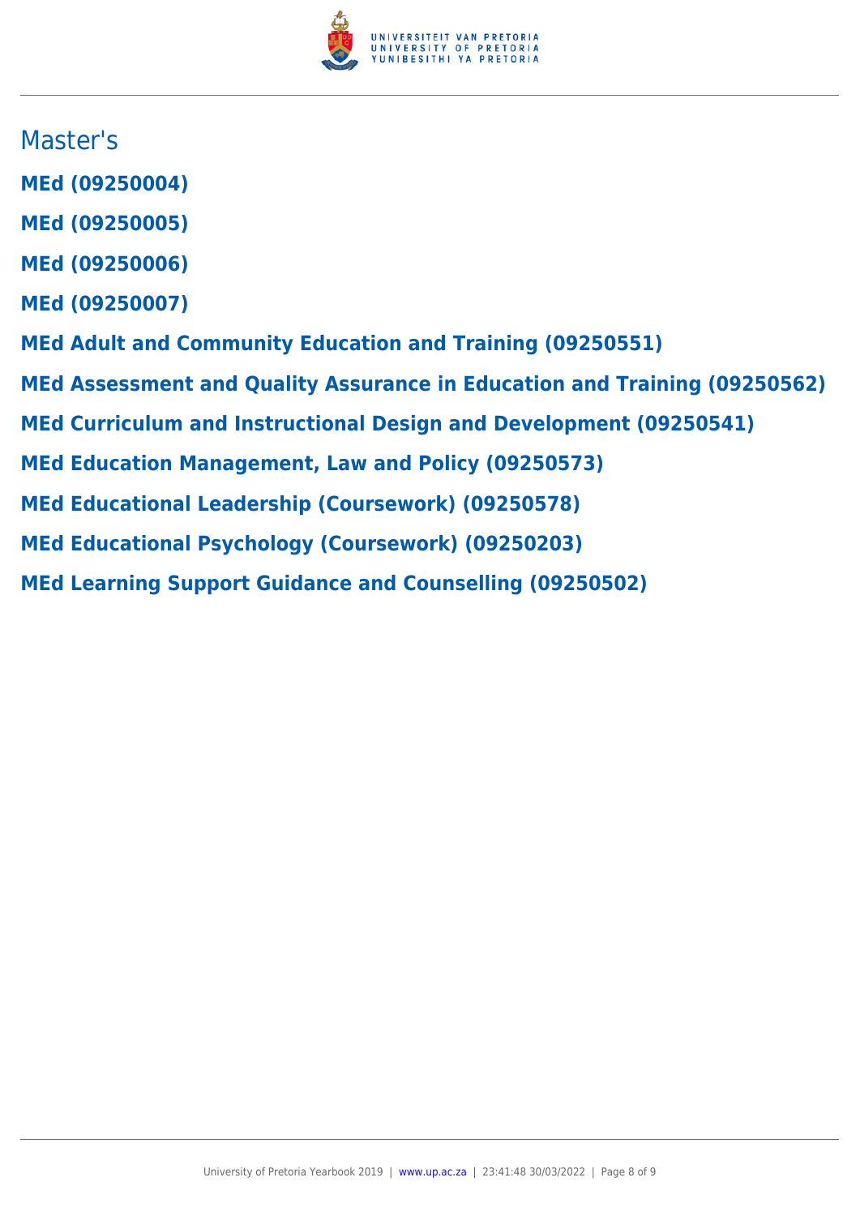## Master's

**MEd (09250004)**

**MEd (09250005)**

**MEd (09250006)**

**MEd (09250007)**

**MEd Adult and Community Education and Training (09250551)**

**MEd Assessment and Quality Assurance in Education and Training (09250562)**

**MEd Curriculum and Instructional Design and Development (09250541)**

**MEd Education Management, Law and Policy (09250573)**

**MEd Educational Leadership (Coursework) (09250578)**

**MEd Educational Psychology (Coursework) (09250203)**

**MEd Learning Support Guidance and Counselling (09250502)**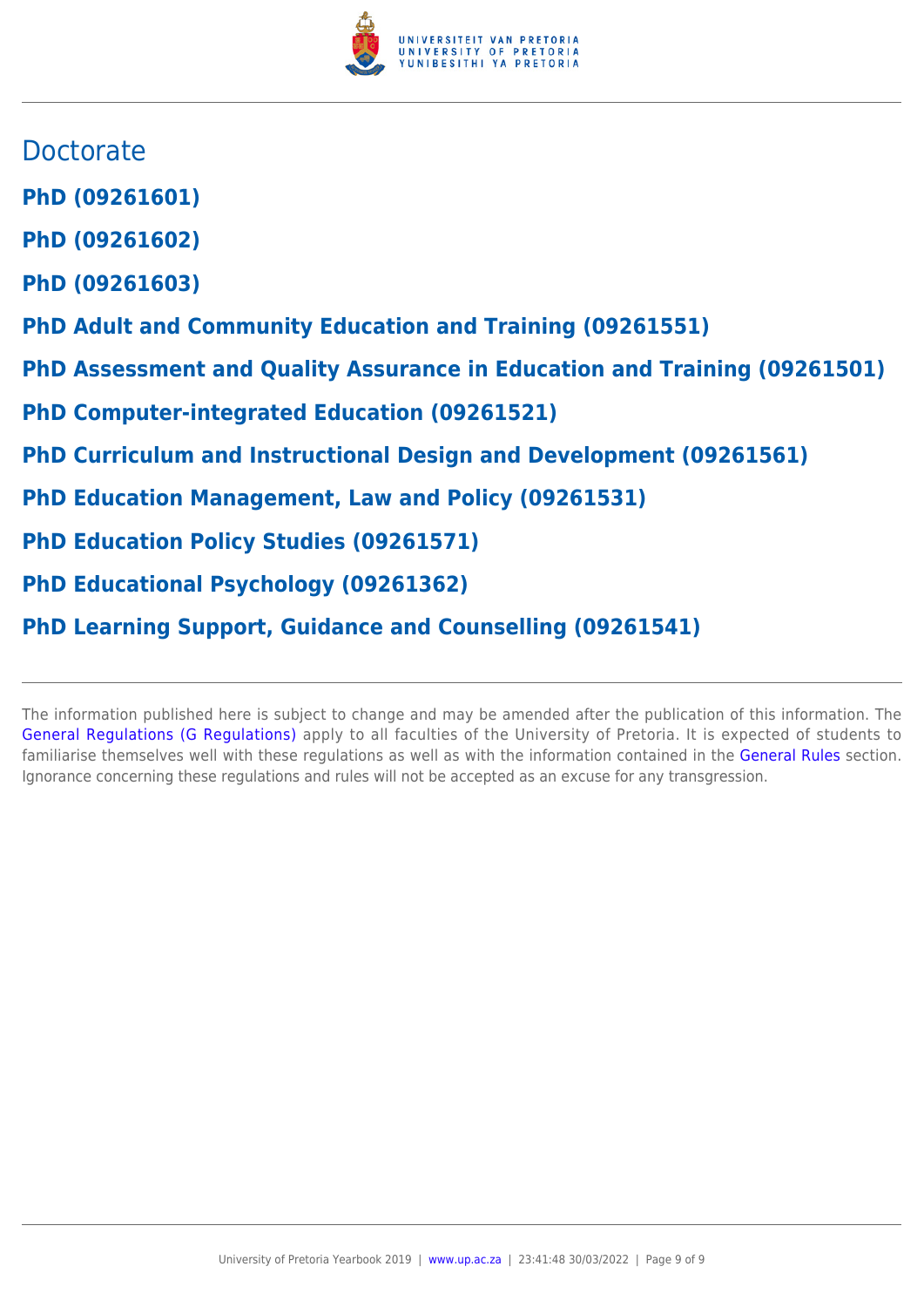## Doctorate

**PhD (09261601)**

**PhD (09261602)**

**PhD (09261603)**

**PhD Adult and Community Education and Training (09261551)**

**PhD Assessment and Quality Assurance in Education and Training (09261501)**

**PhD Computer-integrated Education (09261521)**

**PhD Curriculum and Instructional Design and Development (09261561)**

**PhD Education Management, Law and Policy (09261531)**

**PhD Education Policy Studies (09261571)**

**PhD Educational Psychology (09261362)**

**PhD Learning Support, Guidance and Counselling (09261541)**

---

The information published here is subject to change and may be amended after the publication of this information. The General Regulations (G Regulations) apply to all faculties of the University of Pretoria. It is expected of students to familiarise themselves well with these regulations as well as with the information contained in the General Rules section. Ignorance concerning these regulations and rules will not be accepted as an excuse for any transgression.